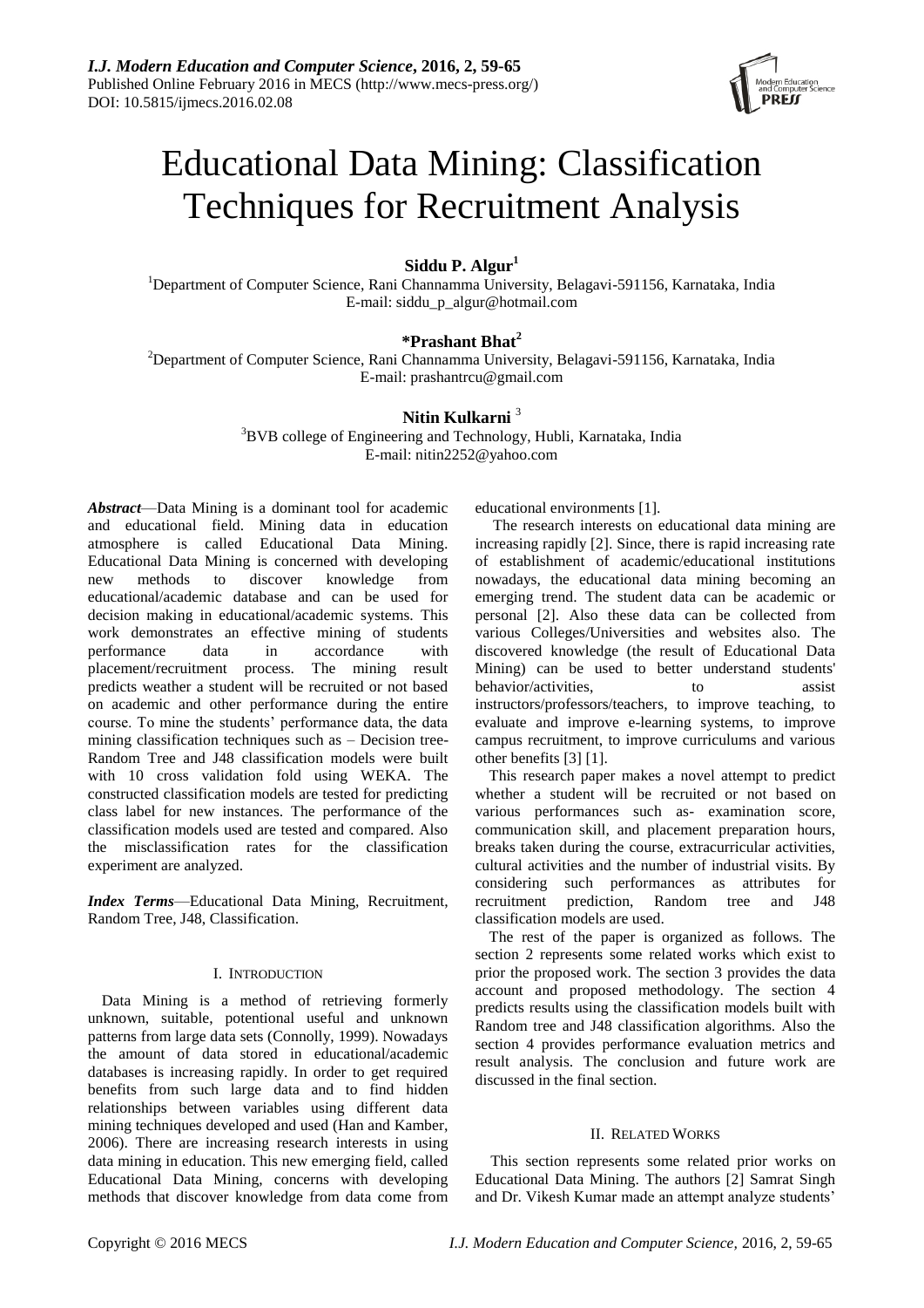# Educational Data Mining: Classification Techniques for Recruitment Analysis

**Siddu P. Algur**[1]

[1]Department of Computer Science, Rani Channamma University, Belagavi-591156, Karnataka, India
E-mail: siddu_p_algur@hotmail.com

**\*Prashant Bhat**[2]

[2]Department of Computer Science, Rani Channamma University, Belagavi-591156, Karnataka, India
E-mail: prashantrcu@gmail.com

**Nitin Kulkarni** [3]

[3]BVB college of Engineering and Technology, Hubli, Karnataka, India
E-mail: nitin2252@yahoo.com

***Abstract***—Data Mining is a dominant tool for academic and educational field. Mining data in education atmosphere is called Educational Data Mining. Educational Data Mining is concerned with developing new methods to discover knowledge from educational/academic database and can be used for decision making in educational/academic systems. This work demonstrates an effective mining of students performance data in accordance with placement/recruitment process. The mining result predicts weather a student will be recruited or not based on academic and other performance during the entire course. To mine the students' performance data, the data mining classification techniques such as – Decision tree-Random Tree and J48 classification models were built with 10 cross validation fold using WEKA. The constructed classification models are tested for predicting class label for new instances. The performance of the classification models used are tested and compared. Also the misclassification rates for the classification experiment are analyzed.

***Index Terms***—Educational Data Mining, Recruitment, Random Tree, J48, Classification.

## I. INTRODUCTION

Data Mining is a method of retrieving formerly unknown, suitable, potentional useful and unknown patterns from large data sets (Connolly, 1999). Nowadays the amount of data stored in educational/academic databases is increasing rapidly. In order to get required benefits from such large data and to find hidden relationships between variables using different data mining techniques developed and used (Han and Kamber, 2006). There are increasing research interests in using data mining in education. This new emerging field, called Educational Data Mining, concerns with developing methods that discover knowledge from data come from educational environments [1].

The research interests on educational data mining are increasing rapidly [2]. Since, there is rapid increasing rate of establishment of academic/educational institutions nowadays, the educational data mining becoming an emerging trend. The student data can be academic or personal [2]. Also these data can be collected from various Colleges/Universities and websites also. The discovered knowledge (the result of Educational Data Mining) can be used to better understand students' behavior/activities, to assist instructors/professors/teachers, to improve teaching, to evaluate and improve e-learning systems, to improve campus recruitment, to improve curriculums and various other benefits [3] [1].

This research paper makes a novel attempt to predict whether a student will be recruited or not based on various performances such as- examination score, communication skill, and placement preparation hours, breaks taken during the course, extracurricular activities, cultural activities and the number of industrial visits. By considering such performances as attributes for recruitment prediction, Random tree and J48 classification models are used.

The rest of the paper is organized as follows. The section 2 represents some related works which exist to prior the proposed work. The section 3 provides the data account and proposed methodology. The section 4 predicts results using the classification models built with Random tree and J48 classification algorithms. Also the section 4 provides performance evaluation metrics and result analysis. The conclusion and future work are discussed in the final section.

## II. RELATED WORKS

This section represents some related prior works on Educational Data Mining. The authors [2] Samrat Singh and Dr. Vikesh Kumar made an attempt analyze students'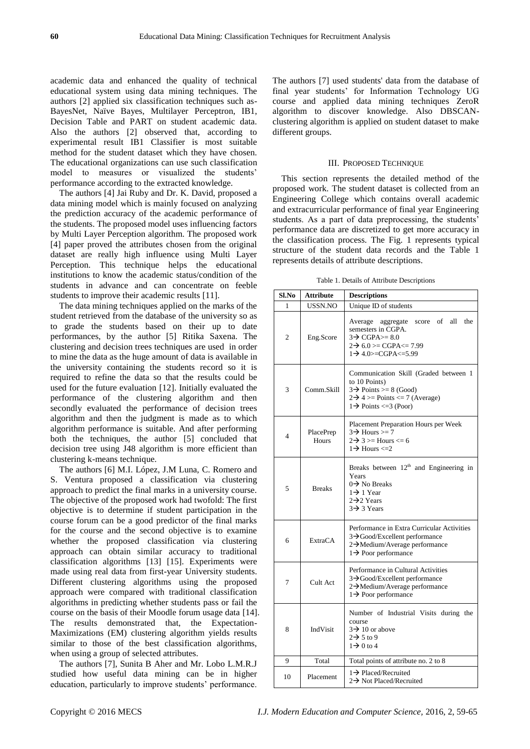academic data and enhanced the quality of technical educational system using data mining techniques. The authors [2] applied six classification techniques such as-BayesNet, Naïve Bayes, Multilayer Perceptron, IB1, Decision Table and PART on student academic data. Also the authors [2] observed that, according to experimental result IB1 Classifier is most suitable method for the student dataset which they have chosen. The educational organizations can use such classification model to measures or visualized the students' performance according to the extracted knowledge.

The authors [4] Jai Ruby and Dr. K. David, proposed a data mining model which is mainly focused on analyzing the prediction accuracy of the academic performance of the students. The proposed model uses influencing factors by Multi Layer Perception algorithm. The proposed work [4] paper proved the attributes chosen from the original dataset are really high influence using Multi Layer Perception. This technique helps the educational institutions to know the academic status/condition of the students in advance and can concentrate on feeble students to improve their academic results [11].

The data mining techniques applied on the marks of the student retrieved from the database of the university so as to grade the students based on their up to date performances, by the author [5] Ritika Saxena. The clustering and decision trees techniques are used in order to mine the data as the huge amount of data is available in the university containing the students record so it is required to refine the data so that the results could be used for the future evaluation [12]. Initially evaluated the performance of the clustering algorithm and then secondly evaluated the performance of decision trees algorithm and then the judgment is made as to which algorithm performance is suitable. And after performing both the techniques, the author [5] concluded that decision tree using J48 algorithm is more efficient than clustering k-means technique.

The authors [6] M.I. López, J.M Luna, C. Romero and S. Ventura proposed a classification via clustering approach to predict the final marks in a university course. The objective of the proposed work had twofold: The first objective is to determine if student participation in the course forum can be a good predictor of the final marks for the course and the second objective is to examine whether the proposed classification via clustering approach can obtain similar accuracy to traditional classification algorithms [13] [15]. Experiments were made using real data from first-year University students. Different clustering algorithms using the proposed approach were compared with traditional classification algorithms in predicting whether students pass or fail the course on the basis of their Moodle forum usage data [14]. The results demonstrated that, the Expectation-Maximizations (EM) clustering algorithm yields results similar to those of the best classification algorithms, when using a group of selected attributes.

The authors [7], Sunita B Aher and Mr. Lobo L.M.R.J studied how useful data mining can be in higher education, particularly to improve students' performance. The authors [7] used students' data from the database of final year students' for Information Technology UG course and applied data mining techniques ZeroR algorithm to discover knowledge. Also DBSCAN-clustering algorithm is applied on student dataset to make different groups.

## III. Proposed Technique

This section represents the detailed method of the proposed work. The student dataset is collected from an Engineering College which contains overall academic and extracurricular performance of final year Engineering students. As a part of data preprocessing, the students' performance data are discretized to get more accuracy in the classification process. The Fig. 1 represents typical structure of the student data records and the Table 1 represents details of attribute descriptions.

Table 1. Details of Attribute Descriptions

| Sl.No | Attribute | Descriptions |
|---|---|---|
| 1 | USSN.NO | Unique ID of students |
| 2 | Eng.Score | Average aggregate score of all the semesters in CGPA.<br>3→ CGPA>= 8.0<br>2→ 6.0 >= CGPA<= 7.99<br>1→ 4.0>=CGPA<=5.99 |
| 3 | Comm.Skill | Communication Skill (Graded between 1 to 10 Points)<br>3→ Points >= 8 (Good)<br>2→ 4 >= Points <= 7 (Average)<br>1→ Points <=3 (Poor) |
| 4 | PlacePrep Hours | Placement Preparation Hours per Week<br>3→ Hours >= 7<br>2→ 3 >= Hours <= 6<br>1→ Hours <=2 |
| 5 | Breaks | Breaks between 12th and Engineering in Years<br>0→ No Breaks<br>1→ 1 Year<br>2→2 Years<br>3→ 3 Years |
| 6 | ExtraCA | Performance in Extra Curricular Activities<br>3→Good/Excellent performance<br>2→Medium/Average performance<br>1→ Poor performance |
| 7 | Cult Act | Performance in Cultural Activities<br>3→Good/Excellent performance<br>2→Medium/Average performance<br>1→ Poor performance |
| 8 | IndVisit | Number of Industrial Visits during the course<br>3→ 10 or above<br>2→ 5 to 9<br>1→ 0 to 4 |
| 9 | Total | Total points of attribute no. 2 to 8 |
| 10 | Placement | 1→ Placed/Recruited<br>2→ Not Placed/Recruited |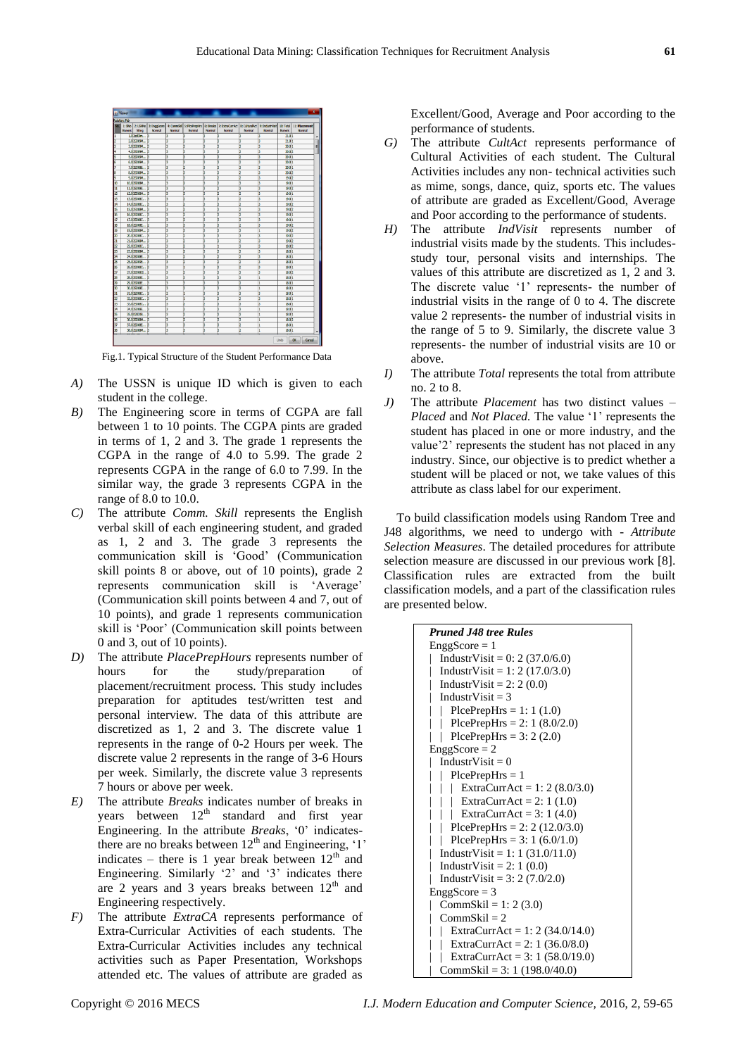Fig.1. Typical Structure of the Student Performance Data

*A)* The USSN is unique ID which is given to each student in the college.

*B)* The Engineering score in terms of CGPA are fall between 1 to 10 points. The CGPA pints are graded in terms of 1, 2 and 3. The grade 1 represents the CGPA in the range of 4.0 to 5.99. The grade 2 represents CGPA in the range of 6.0 to 7.99. In the similar way, the grade 3 represents CGPA in the range of 8.0 to 10.0.

*C)* The attribute *Comm. Skill* represents the English verbal skill of each engineering student, and graded as 1, 2 and 3. The grade 3 represents the communication skill is 'Good' (Communication skill points 8 or above, out of 10 points), grade 2 represents communication skill is 'Average' (Communication skill points between 4 and 7, out of 10 points), and grade 1 represents communication skill is 'Poor' (Communication skill points between 0 and 3, out of 10 points).

*D)* The attribute *PlacePrepHours* represents number of hours for the study/preparation of placement/recruitment process. This study includes preparation for aptitudes test/written test and personal interview. The data of this attribute are discretized as 1, 2 and 3. The discrete value 1 represents in the range of 0-2 Hours per week. The discrete value 2 represents in the range of 3-6 Hours per week. Similarly, the discrete value 3 represents 7 hours or above per week.

*E)* The attribute *Breaks* indicates number of breaks in years between 12th standard and first year Engineering. In the attribute *Breaks*, '0' indicates- there are no breaks between 12th and Engineering, '1' indicates – there is 1 year break between 12th and Engineering. Similarly '2' and '3' indicates there are 2 years and 3 years breaks between 12th and Engineering respectively.

*F)* The attribute *ExtraCA* represents performance of Extra-Curricular Activities of each students. The Extra-Curricular Activities includes any technical activities such as Paper Presentation, Workshops attended etc. The values of attribute are graded as Excellent/Good, Average and Poor according to the performance of students.

*G)* The attribute *CultAct* represents performance of Cultural Activities of each student. The Cultural Activities includes any non- technical activities such as mime, songs, dance, quiz, sports etc. The values of attribute are graded as Excellent/Good, Average and Poor according to the performance of students.

*H)* The attribute *IndVisit* represents number of industrial visits made by the students. This includes- study tour, personal visits and internships. The values of this attribute are discretized as 1, 2 and 3. The discrete value '1' represents- the number of industrial visits in the range of 0 to 4. The discrete value 2 represents- the number of industrial visits in the range of 5 to 9. Similarly, the discrete value 3 represents- the number of industrial visits are 10 or above.

*I)* The attribute *Total* represents the total from attribute no. 2 to 8.

*J)* The attribute *Placement* has two distinct values – *Placed* and *Not Placed.* The value '1' represents the student has placed in one or more industry, and the value'2' represents the student has not placed in any industry. Since, our objective is to predict whether a student will be placed or not, we take values of this attribute as class label for our experiment.

To build classification models using Random Tree and J48 algorithms, we need to undergo with - *Attribute Selection Measures*. The detailed procedures for attribute selection measure are discussed in our previous work [8]. Classification rules are extracted from the built classification models, and a part of the classification rules are presented below.

***Pruned J48 tree Rules***

```
EnggScore = 1
|  IndustrVisit = 0: 2 (37.0/6.0)
|  IndustrVisit = 1: 2 (17.0/3.0)
|  IndustrVisit = 2: 2 (0.0)
|  IndustrVisit = 3
|  |  PlcePrepHrs = 1: 1 (1.0)
|  |  PlcePrepHrs = 2: 1 (8.0/2.0)
|  |  PlcePrepHrs = 3: 2 (2.0)
EnggScore = 2
|  IndustrVisit = 0
|  |  PlcePrepHrs = 1
|  |  |  ExtraCurrAct = 1: 2 (8.0/3.0)
|  |  |  ExtraCurrAct = 2: 1 (1.0)
|  |  |  ExtraCurrAct = 3: 1 (4.0)
|  |  PlcePrepHrs = 2: 2 (12.0/3.0)
|  |  PlcePrepHrs = 3: 1 (6.0/1.0)
|  IndustrVisit = 1: 1 (31.0/11.0)
|  IndustrVisit = 2: 1 (0.0)
|  IndustrVisit = 3: 2 (7.0/2.0)
EnggScore = 3
|  CommSkil = 1: 2 (3.0)
|  CommSkil = 2
|  |  ExtraCurrAct = 1: 2 (34.0/14.0)
|  |  ExtraCurrAct = 2: 1 (36.0/8.0)
|  |  ExtraCurrAct = 3: 1 (58.0/19.0)
|  CommSkil = 3: 1 (198.0/40.0)
```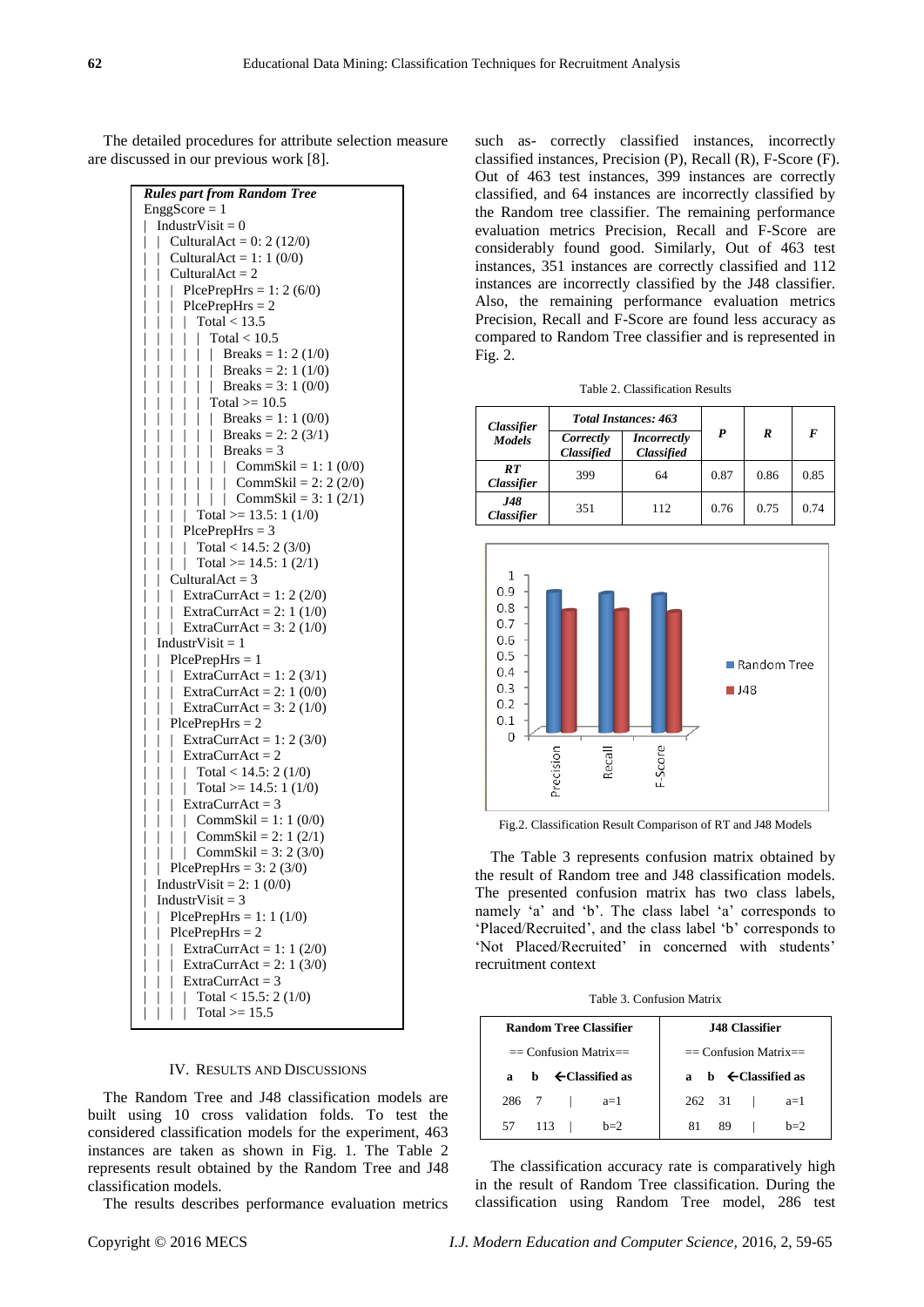The detailed procedures for attribute selection measure are discussed in our previous work [8].

```
Rules part from Random Tree
EnggScore = 1
|  IndustrVisit = 0
|  |  CulturalAct = 0: 2 (12/0)
|  |  CulturalAct = 1: 1 (0/0)
|  |  CulturalAct = 2
|  |  |  PlcePrepHrs = 1: 2 (6/0)
|  |  |  PlcePrepHrs = 2
|  |  |  |  Total < 13.5
|  |  |  |  |  Total < 10.5
|  |  |  |  |  |  Breaks = 1: 2 (1/0)
|  |  |  |  |  |  Breaks = 2: 1 (1/0)
|  |  |  |  |  |  Breaks = 3: 1 (0/0)
|  |  |  |  |  Total >= 10.5
|  |  |  |  |  |  Breaks = 1: 1 (0/0)
|  |  |  |  |  |  Breaks = 2: 2 (3/1)
|  |  |  |  |  |  Breaks = 3
|  |  |  |  |  |  |  CommSkil = 1: 1 (0/0)
|  |  |  |  |  |  |  CommSkil = 2: 2 (2/0)
|  |  |  |  |  |  |  CommSkil = 3: 1 (2/1)
|  |  |  |  Total >= 13.5: 1 (1/0)
|  |  |  PlcePrepHrs = 3
|  |  |  |  Total < 14.5: 2 (3/0)
|  |  |  |  Total >= 14.5: 1 (2/1)
|  |  CulturalAct = 3
|  |  |  ExtraCurrAct = 1: 2 (2/0)
|  |  |  ExtraCurrAct = 2: 1 (1/0)
|  |  |  ExtraCurrAct = 3: 2 (1/0)
|  IndustrVisit = 1
|  |  PlcePrepHrs = 1
|  |  |  ExtraCurrAct = 1: 2 (3/1)
|  |  |  ExtraCurrAct = 2: 1 (0/0)
|  |  |  ExtraCurrAct = 3: 2 (1/0)
|  |  PlcePrepHrs = 2
|  |  |  ExtraCurrAct = 1: 2 (3/0)
|  |  |  ExtraCurrAct = 2
|  |  |  |  Total < 14.5: 2 (1/0)
|  |  |  |  Total >= 14.5: 1 (1/0)
|  |  |  ExtraCurrAct = 3
|  |  |  |  CommSkil = 1: 1 (0/0)
|  |  |  |  CommSkil = 2: 1 (2/1)
|  |  |  |  CommSkil = 3: 2 (3/0)
|  |  PlcePrepHrs = 3: 2 (3/0)
|  IndustrVisit = 2: 1 (0/0)
|  IndustrVisit = 3
|  |  PlcePrepHrs = 1: 1 (1/0)
|  |  PlcePrepHrs = 2
|  |  |  ExtraCurrAct = 1: 1 (2/0)
|  |  |  ExtraCurrAct = 2: 1 (3/0)
|  |  |  ExtraCurrAct = 3
|  |  |  |  Total < 15.5: 2 (1/0)
|  |  |  |  Total >= 15.5
```

## IV. Results and Discussions

The Random Tree and J48 classification models are built using 10 cross validation folds. To test the considered classification models for the experiment, 463 instances are taken as shown in Fig. 1. The Table 2 represents result obtained by the Random Tree and J48 classification models.

The results describes performance evaluation metrics such as- correctly classified instances, incorrectly classified instances, Precision (P), Recall (R), F-Score (F). Out of 463 test instances, 399 instances are correctly classified, and 64 instances are incorrectly classified by the Random tree classifier. The remaining performance evaluation metrics Precision, Recall and F-Score are considerably found good. Similarly, Out of 463 test instances, 351 instances are correctly classified and 112 instances are incorrectly classified by the J48 classifier. Also, the remaining performance evaluation metrics Precision, Recall and F-Score are found less accuracy as compared to Random Tree classifier and is represented in Fig. 2.

Table 2. Classification Results

| ***Classifier Models*** | ***Total Instances: 463*** | | ***P*** | ***R*** | ***F*** |
|---|---|---|---|---|---|
| | ***Correctly Classified*** | ***Incorrectly Classified*** | | | |
| ***RT Classifier*** | 399 | 64 | 0.87 | 0.86 | 0.85 |
| ***J48 Classifier*** | 351 | 112 | 0.76 | 0.75 | 0.74 |

Fig.2. Classification Result Comparison of RT and J48 Models

The Table 3 represents confusion matrix obtained by the result of Random tree and J48 classification models. The presented confusion matrix has two class labels, namely 'a' and 'b'. The class label 'a' corresponds to 'Placed/Recruited', and the class label 'b' corresponds to 'Not Placed/Recruited' in concerned with students' recruitment context

Table 3. Confusion Matrix

| **Random Tree Classifier** | | | **J48 Classifier** | | |
|---|---|---|---|---|---|
| == Confusion Matrix== | | | == Confusion Matrix== | | |
| **a** | **b** | **←Classified as** | **a** | **b** | **←Classified as** |
| 286 | 7 | \| a=1 | 262 | 31 | \| a=1 |
| 57 | 113 | \| b=2 | 81 | 89 | \| b=2 |

The classification accuracy rate is comparatively high in the result of Random Tree classification. During the classification using Random Tree model, 286 test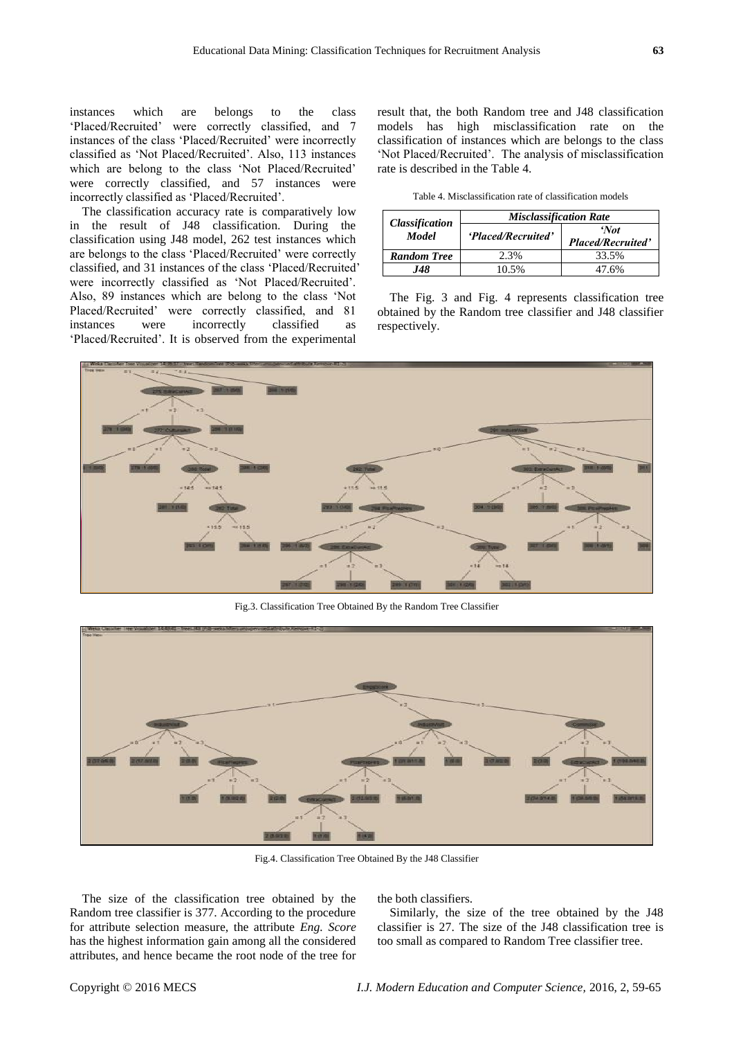instances which are belongs to the class 'Placed/Recruited' were correctly classified, and 7 instances of the class 'Placed/Recruited' were incorrectly classified as 'Not Placed/Recruited'. Also, 113 instances which are belong to the class 'Not Placed/Recruited' were correctly classified, and 57 instances were incorrectly classified as 'Placed/Recruited'.

The classification accuracy rate is comparatively low in the result of J48 classification. During the classification using J48 model, 262 test instances which are belongs to the class 'Placed/Recruited' were correctly classified, and 31 instances of the class 'Placed/Recruited' were incorrectly classified as 'Not Placed/Recruited'. Also, 89 instances which are belong to the class 'Not Placed/Recruited' were correctly classified, and 81 instances were incorrectly classified as 'Placed/Recruited'. It is observed from the experimental result that, the both Random tree and J48 classification models has high misclassification rate on the classification of instances which are belongs to the class 'Not Placed/Recruited'. The analysis of misclassification rate is described in the Table 4.

Table 4. Misclassification rate of classification models

| *Classification Model* | *Misclassification Rate* | |
|---|---|---|
| | *'Placed/Recruited'* | *'Not Placed/Recruited'* |
| ***Random Tree*** | 2.3% | 33.5% |
| ***J48*** | 10.5% | 47.6% |

The Fig. 3 and Fig. 4 represents classification tree obtained by the Random tree classifier and J48 classifier respectively.

Fig.3. Classification Tree Obtained By the Random Tree Classifier

Fig.4. Classification Tree Obtained By the J48 Classifier

The size of the classification tree obtained by the Random tree classifier is 377. According to the procedure for attribute selection measure, the attribute *Eng. Score* has the highest information gain among all the considered attributes, and hence became the root node of the tree for the both classifiers.

Similarly, the size of the tree obtained by the J48 classifier is 27. The size of the J48 classification tree is too small as compared to Random Tree classifier tree.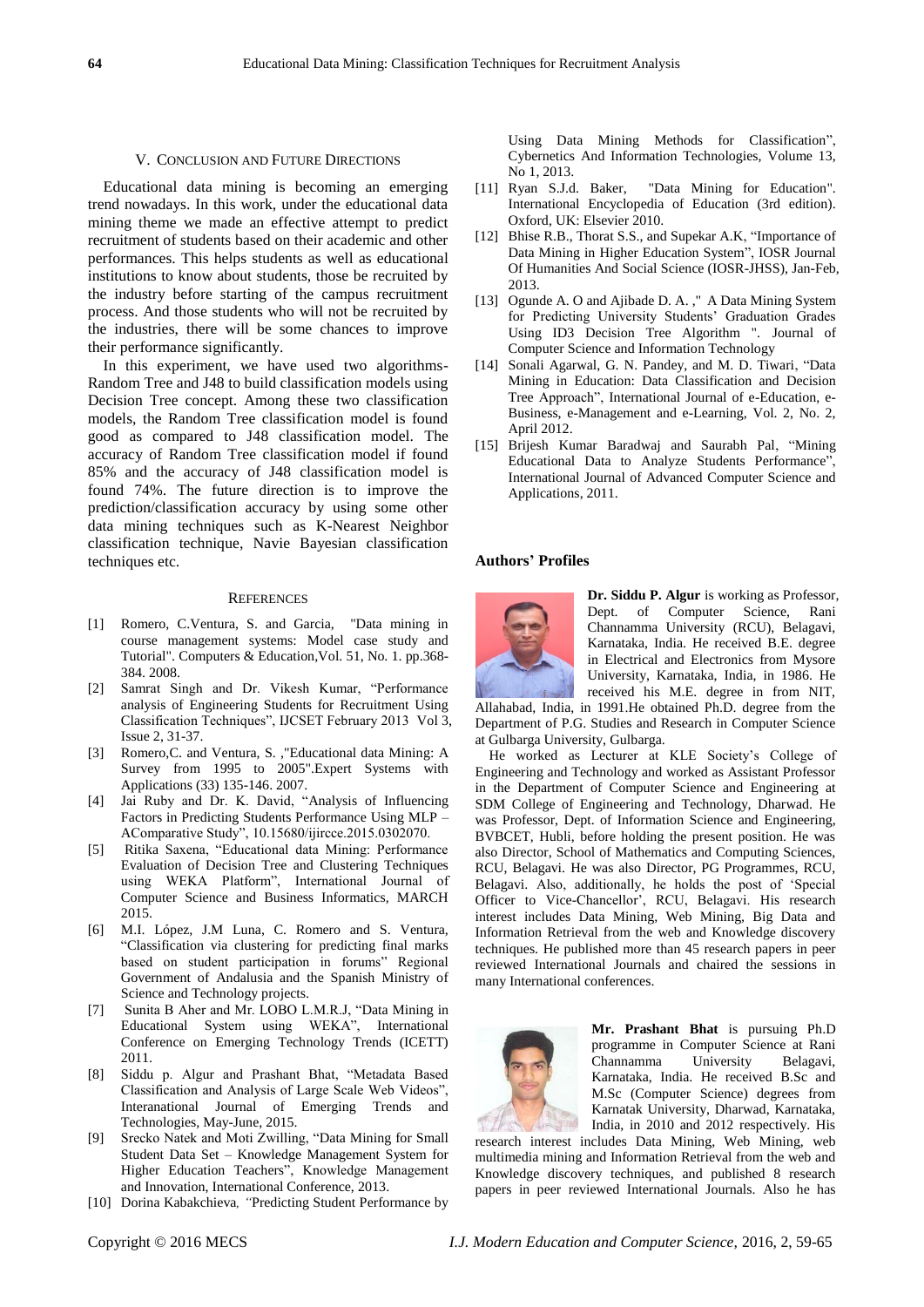## V. Conclusion and Future Directions

Educational data mining is becoming an emerging trend nowadays. In this work, under the educational data mining theme we made an effective attempt to predict recruitment of students based on their academic and other performances. This helps students as well as educational institutions to know about students, those be recruited by the industry before starting of the campus recruitment process. And those students who will not be recruited by the industries, there will be some chances to improve their performance significantly.

In this experiment, we have used two algorithms- Random Tree and J48 to build classification models using Decision Tree concept. Among these two classification models, the Random Tree classification model is found good as compared to J48 classification model. The accuracy of Random Tree classification model if found 85% and the accuracy of J48 classification model is found 74%. The future direction is to improve the prediction/classification accuracy by using some other data mining techniques such as K-Nearest Neighbor classification technique, Navie Bayesian classification techniques etc.

## References

[1] Romero, C.Ventura, S. and Garcia, "Data mining in course management systems: Model case study and Tutorial". Computers & Education,Vol. 51, No. 1. pp.368-384. 2008.

[2] Samrat Singh and Dr. Vikesh Kumar, "Performance analysis of Engineering Students for Recruitment Using Classification Techniques", IJCSET February 2013 Vol 3, Issue 2, 31-37.

[3] Romero,C. and Ventura, S. ,"Educational data Mining: A Survey from 1995 to 2005".Expert Systems with Applications (33) 135-146. 2007.

[4] Jai Ruby and Dr. K. David, "Analysis of Influencing Factors in Predicting Students Performance Using MLP – AComparative Study", 10.15680/ijircce.2015.0302070.

[5] Ritika Saxena, "Educational data Mining: Performance Evaluation of Decision Tree and Clustering Techniques using WEKA Platform", International Journal of Computer Science and Business Informatics, MARCH 2015.

[6] M.I. López, J.M Luna, C. Romero and S. Ventura, "Classification via clustering for predicting final marks based on student participation in forums" Regional Government of Andalusia and the Spanish Ministry of Science and Technology projects.

[7] Sunita B Aher and Mr. LOBO L.M.R.J, "Data Mining in Educational System using WEKA", International Conference on Emerging Technology Trends (ICETT) 2011.

[8] Siddu p. Algur and Prashant Bhat, "Metadata Based Classification and Analysis of Large Scale Web Videos", Interanational Journal of Emerging Trends and Technologies, May-June, 2015.

[9] Srecko Natek and Moti Zwilling, "Data Mining for Small Student Data Set – Knowledge Management System for Higher Education Teachers", Knowledge Management and Innovation, International Conference, 2013.

[10] Dorina Kabakchieva, *"*Predicting Student Performance by Using Data Mining Methods for Classification", Cybernetics And Information Technologies, Volume 13, No 1, 2013.

[11] Ryan S.J.d. Baker, "Data Mining for Education". International Encyclopedia of Education (3rd edition). Oxford, UK: Elsevier 2010.

[12] Bhise R.B., Thorat S.S., and Supekar A.K, "Importance of Data Mining in Higher Education System", IOSR Journal Of Humanities And Social Science (IOSR-JHSS), Jan-Feb, 2013.

[13] Ogunde A. O and Ajibade D. A. ," A Data Mining System for Predicting University Students' Graduation Grades Using ID3 Decision Tree Algorithm ". Journal of Computer Science and Information Technology

[14] Sonali Agarwal, G. N. Pandey, and M. D. Tiwari, "Data Mining in Education: Data Classification and Decision Tree Approach", International Journal of e-Education, e-Business, e-Management and e-Learning, Vol. 2, No. 2, April 2012.

[15] Brijesh Kumar Baradwaj and Saurabh Pal, "Mining Educational Data to Analyze Students Performance", International Journal of Advanced Computer Science and Applications, 2011.

## Authors' Profiles

**Dr. Siddu P. Algur** is working as Professor, Dept. of Computer Science, Rani Channamma University (RCU), Belagavi, Karnataka, India. He received B.E. degree in Electrical and Electronics from Mysore University, Karnataka, India, in 1986. He received his M.E. degree in from NIT, Allahabad, India, in 1991.He obtained Ph.D. degree from the Department of P.G. Studies and Research in Computer Science at Gulbarga University, Gulbarga.

He worked as Lecturer at KLE Society's College of Engineering and Technology and worked as Assistant Professor in the Department of Computer Science and Engineering at SDM College of Engineering and Technology, Dharwad. He was Professor, Dept. of Information Science and Engineering, BVBCET, Hubli, before holding the present position. He was also Director, School of Mathematics and Computing Sciences, RCU, Belagavi. He was also Director, PG Programmes, RCU, Belagavi. Also, additionally, he holds the post of 'Special Officer to Vice-Chancellor', RCU, Belagavi. His research interest includes Data Mining, Web Mining, Big Data and Information Retrieval from the web and Knowledge discovery techniques. He published more than 45 research papers in peer reviewed International Journals and chaired the sessions in many International conferences.

**Mr. Prashant Bhat** is pursuing Ph.D programme in Computer Science at Rani Channamma University Belagavi, Karnataka, India. He received B.Sc and M.Sc (Computer Science) degrees from Karnatak University, Dharwad, Karnataka, India, in 2010 and 2012 respectively. His research interest includes Data Mining, Web Mining, web multimedia mining and Information Retrieval from the web and Knowledge discovery techniques, and published 8 research papers in peer reviewed International Journals. Also he has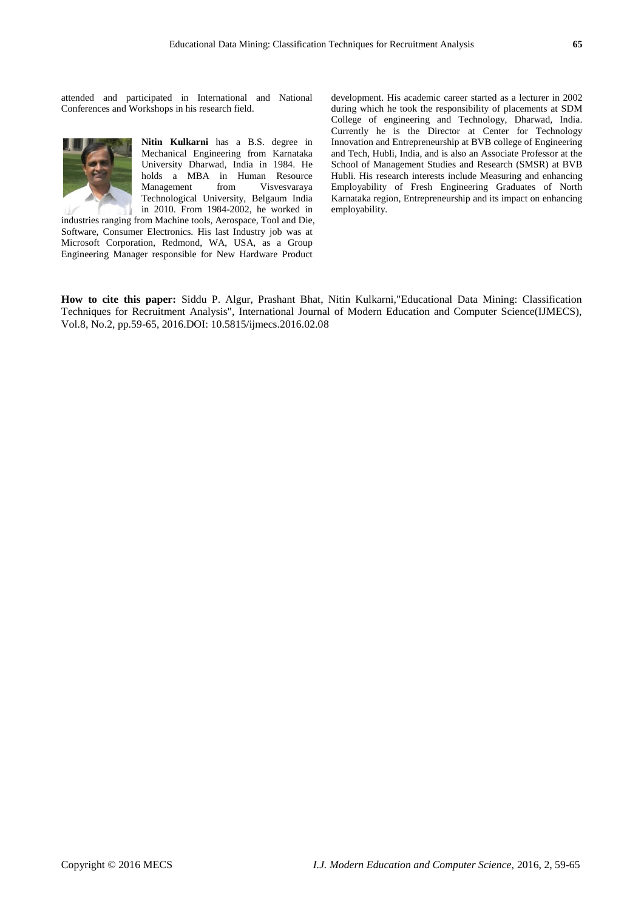attended and participated in International and National Conferences and Workshops in his research field.

**Nitin Kulkarni** has a B.S. degree in Mechanical Engineering from Karnataka University Dharwad, India in 1984. He holds a MBA in Human Resource Management from Visvesvaraya Technological University, Belgaum India in 2010. From 1984-2002, he worked in industries ranging from Machine tools, Aerospace, Tool and Die, Software, Consumer Electronics. His last Industry job was at Microsoft Corporation, Redmond, WA, USA, as a Group Engineering Manager responsible for New Hardware Product development. His academic career started as a lecturer in 2002 during which he took the responsibility of placements at SDM College of engineering and Technology, Dharwad, India. Currently he is the Director at Center for Technology Innovation and Entrepreneurship at BVB college of Engineering and Tech, Hubli, India, and is also an Associate Professor at the School of Management Studies and Research (SMSR) at BVB Hubli. His research interests include Measuring and enhancing Employability of Fresh Engineering Graduates of North Karnataka region, Entrepreneurship and its impact on enhancing employability.

**How to cite this paper:** Siddu P. Algur, Prashant Bhat, Nitin Kulkarni,"Educational Data Mining: Classification Techniques for Recruitment Analysis", International Journal of Modern Education and Computer Science(IJMECS), Vol.8, No.2, pp.59-65, 2016.DOI: 10.5815/ijmecs.2016.02.08